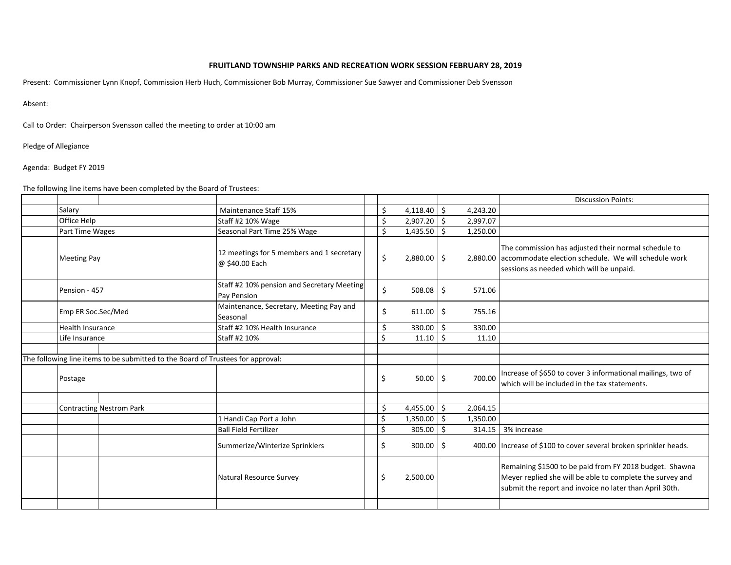**FRUITLAND TOWNSHIP PARKS AND RECREATION WORK SESSION FEBRUARY 28, 2019**

Present: Commissioner Lynn Knopf, Commission Herb Huch, Commissioner Bob Murray, Commissioner Sue Sawyer and Commissioner Deb Svensson

Absent:

Call to Order: Chairperson Svensson called the meeting to order at 10:00 am

Pledge of Allegiance

Agenda: Budget FY 2019

The following line items have been completed by the Board of Trustees:

| | | | | | | | Discussion Points: |
|---|---|---|---|---|---|---|---|
| | Salary | | Maintenance Staff 15% | | $ 4,118.40 | $ 4,243.20 | |
| | Office Help | | Staff #2 10% Wage | | $ 2,907.20 | $ 2,997.07 | |
| | Part Time Wages | | Seasonal Part Time 25% Wage | | $ 1,435.50 | $ 1,250.00 | |
| | Meeting Pay | | 12 meetings for 5 members and 1 secretary @ $40.00 Each | | $ 2,880.00 | $ 2,880.00 | The commission has adjusted their normal schedule to accommodate election schedule. We will schedule work sessions as needed which will be unpaid. |
| | Pension - 457 | | Staff #2 10% pension and Secretary Meeting Pay Pension | | $ 508.08 | $ 571.06 | |
| | Emp ER Soc.Sec/Med | | Maintenance, Secretary, Meeting Pay and Seasonal | | $ 611.00 | $ 755.16 | |
| | Health Insurance | | Staff #2 10% Health Insurance | | $ 330.00 | $ 330.00 | |
| | Life Insurance | | Staff #2 10% | | $ 11.10 | $ 11.10 | |
| | | | | | | | |
| The following line items to be submitted to the Board of Trustees for approval: | | | | | | | |
| | Postage | | | | $ 50.00 | $ 700.00 | Increase of $650 to cover 3 informational mailings, two of which will be included in the tax statements. |
| | | | | | | | |
| | Contracting Nestrom Park | | | | $ 4,455.00 | $ 2,064.15 | |
| | | | 1 Handi Cap Port a John | | $ 1,350.00 | $ 1,350.00 | |
| | | | Ball Field Fertilizer | | $ 305.00 | $ 314.15 | 3% increase |
| | | | Summerize/Winterize Sprinklers | | $ 300.00 | $ 400.00 | Increase of $100 to cover several broken sprinkler heads. |
| | | | Natural Resource Survey | | $ 2,500.00 | | Remaining $1500 to be paid from FY 2018 budget. Shawna Meyer replied she will be able to complete the survey and submit the report and invoice no later than April 30th. |
| | | | | | | | |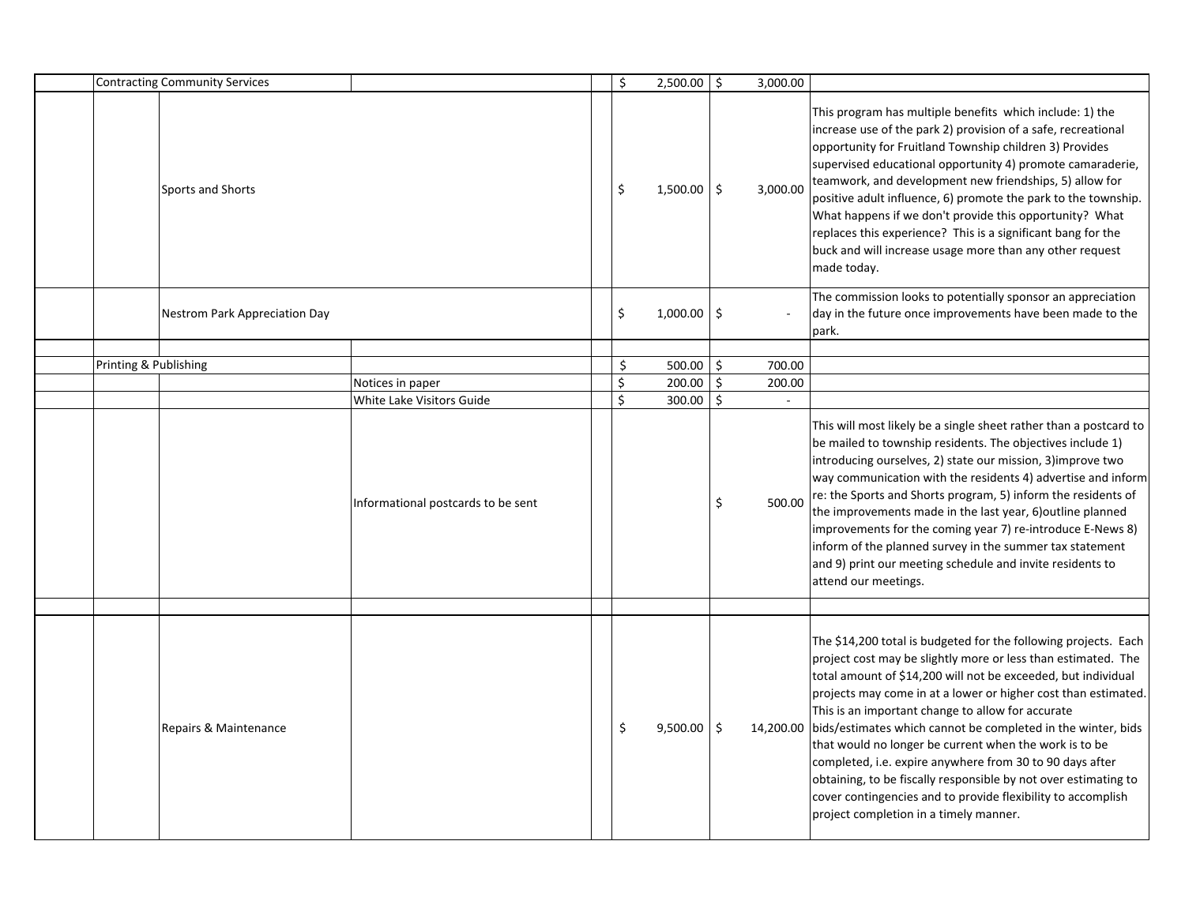| | | | | | | | |
|---|---|---|---|---|---|---|---|
| | Contracting Community Services | | | | $ 2,500.00 | $ 3,000.00 | |
| | | Sports and Shorts | | | $ 1,500.00 | $ 3,000.00 | This program has multiple benefits which include: 1) the increase use of the park 2) provision of a safe, recreational opportunity for Fruitland Township children 3) Provides supervised educational opportunity 4) promote camaraderie, teamwork, and development new friendships, 5) allow for positive adult influence, 6) promote the park to the township. What happens if we don't provide this opportunity? What replaces this experience? This is a significant bang for the buck and will increase usage more than any other request made today. |
| | | Nestrom Park Appreciation Day | | | $ 1,000.00 | $ - | The commission looks to potentially sponsor an appreciation day in the future once improvements have been made to the park. |
| | | | | | | | |
| | Printing & Publishing | | | | $ 500.00 | $ 700.00 | |
| | | | Notices in paper | | $ 200.00 | $ 200.00 | |
| | | | White Lake Visitors Guide | | $ 300.00 | $ - | |
| | | | Informational postcards to be sent | | | $ 500.00 | This will most likely be a single sheet rather than a postcard to be mailed to township residents. The objectives include 1) introducing ourselves, 2) state our mission, 3)improve two way communication with the residents 4) advertise and inform re: the Sports and Shorts program, 5) inform the residents of the improvements made in the last year, 6)outline planned improvements for the coming year 7) re-introduce E-News 8) inform of the planned survey in the summer tax statement and 9) print our meeting schedule and invite residents to attend our meetings. |
| | | | | | | | |
| | | Repairs & Maintenance | | | $ 9,500.00 | $ 14,200.00 | The $14,200 total is budgeted for the following projects. Each project cost may be slightly more or less than estimated. The total amount of $14,200 will not be exceeded, but individual projects may come in at a lower or higher cost than estimated. This is an important change to allow for accurate bids/estimates which cannot be completed in the winter, bids that would no longer be current when the work is to be completed, i.e. expire anywhere from 30 to 90 days after obtaining, to be fiscally responsible by not over estimating to cover contingencies and to provide flexibility to accomplish project completion in a timely manner. |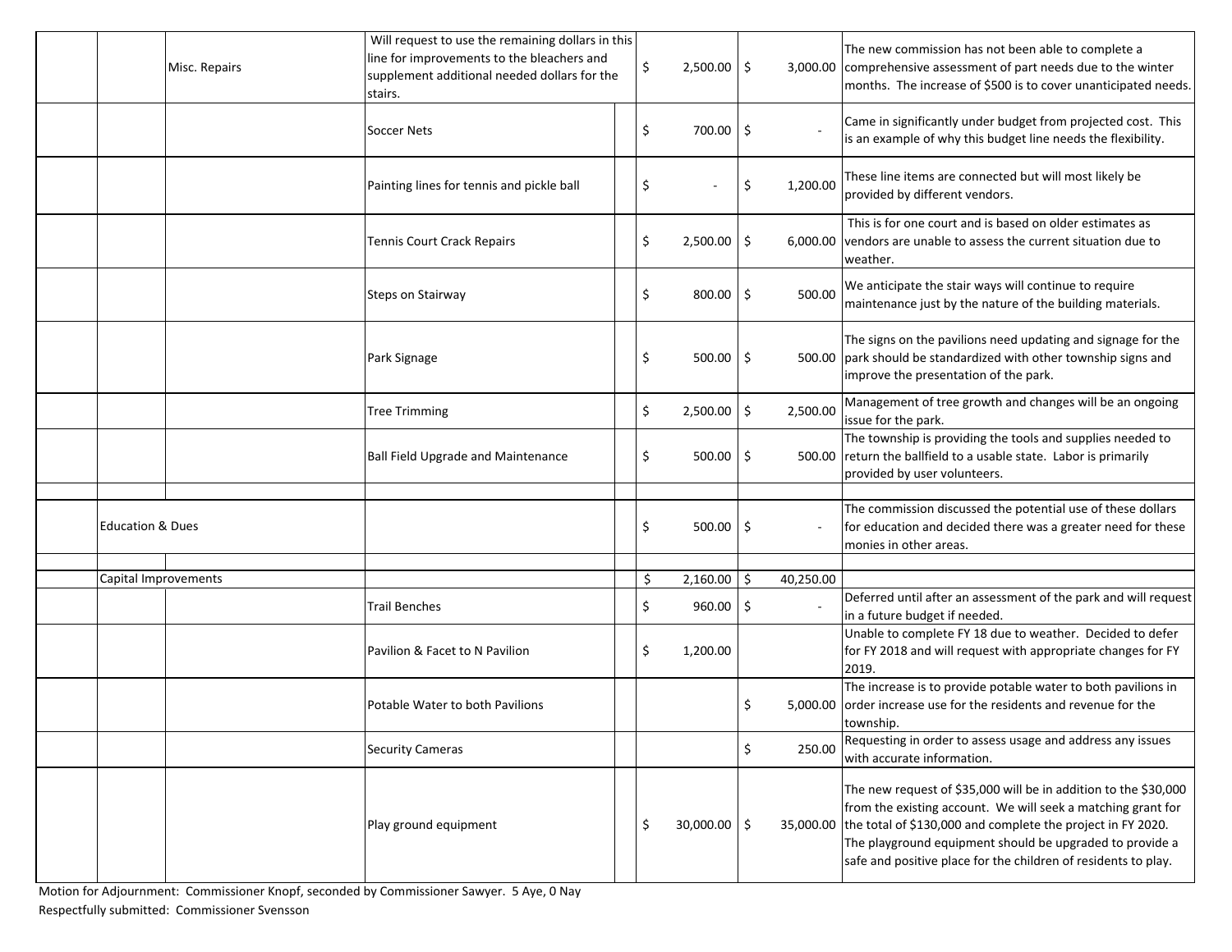| | | | | | | |
|---|---|---|---|---|---|---|
| | | Misc. Repairs | Will request to use the remaining dollars in this line for improvements to the bleachers and supplement additional needed dollars for the stairs. | $ 2,500.00 | $ 3,000.00 | The new commission has not been able to complete a comprehensive assessment of part needs due to the winter months. The increase of $500 is to cover unanticipated needs. |
| | | | Soccer Nets | $ 700.00 | $ - | Came in significantly under budget from projected cost. This is an example of why this budget line needs the flexibility. |
| | | | Painting lines for tennis and pickle ball | $ - | $ 1,200.00 | These line items are connected but will most likely be provided by different vendors. |
| | | | Tennis Court Crack Repairs | $ 2,500.00 | $ 6,000.00 | This is for one court and is based on older estimates as vendors are unable to assess the current situation due to weather. |
| | | | Steps on Stairway | $ 800.00 | $ 500.00 | We anticipate the stair ways will continue to require maintenance just by the nature of the building materials. |
| | | | Park Signage | $ 500.00 | $ 500.00 | The signs on the pavilions need updating and signage for the park should be standardized with other township signs and improve the presentation of the park. |
| | | | Tree Trimming | $ 2,500.00 | $ 2,500.00 | Management of tree growth and changes will be an ongoing issue for the park. |
| | | | Ball Field Upgrade and Maintenance | $ 500.00 | $ 500.00 | The township is providing the tools and supplies needed to return the ballfield to a usable state. Labor is primarily provided by user volunteers. |
| | | | | | | |
| | Education & Dues | | | $ 500.00 | $ - | The commission discussed the potential use of these dollars for education and decided there was a greater need for these monies in other areas. |
| | | | | | | |
| | Capital Improvements | | | $ 2,160.00 | $ 40,250.00 | |
| | | | Trail Benches | $ 960.00 | $ - | Deferred until after an assessment of the park and will request in a future budget if needed. |
| | | | Pavilion & Facet to N Pavilion | $ 1,200.00 | | Unable to complete FY 18 due to weather. Decided to defer for FY 2018 and will request with appropriate changes for FY 2019. |
| | | | Potable Water to both Pavilions | | $ 5,000.00 | The increase is to provide potable water to both pavilions in order increase use for the residents and revenue for the township. |
| | | | Security Cameras | | $ 250.00 | Requesting in order to assess usage and address any issues with accurate information. |
| | | | Play ground equipment | $ 30,000.00 | $ 35,000.00 | The new request of $35,000 will be in addition to the $30,000 from the existing account. We will seek a matching grant for the total of $130,000 and complete the project in FY 2020. The playground equipment should be upgraded to provide a safe and positive place for the children of residents to play. |

Motion for Adjournment: Commissioner Knopf, seconded by Commissioner Sawyer. 5 Aye, 0 Nay

Respectfully submitted: Commissioner Svensson